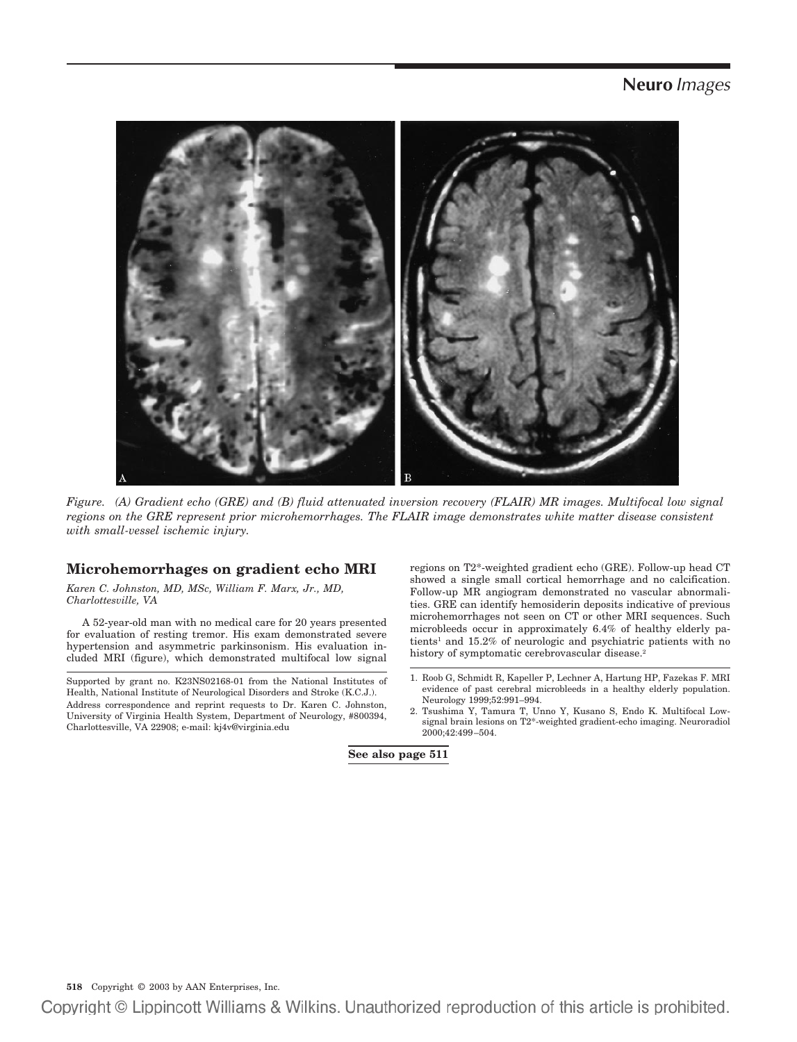Neuro *Images*

*Figure. (A) Gradient echo (GRE) and (B) fluid attenuated inversion recovery (FLAIR) MR images. Multifocal low signal regions on the GRE represent prior microhemorrhages. The FLAIR image demonstrates white matter disease consistent with small-vessel ischemic injury.*

## Microhemorrhages on gradient echo MRI

*Karen C. Johnston, MD, MSc, William F. Marx, Jr., MD, Charlottesville, VA*

A 52-year-old man with no medical care for 20 years presented for evaluation of resting tremor. His exam demonstrated severe hypertension and asymmetric parkinsonism. His evaluation included MRI (figure), which demonstrated multifocal low signal regions on T2*-weighted gradient echo (GRE). Follow-up head CT showed a single small cortical hemorrhage and no calcification. Follow-up MR angiogram demonstrated no vascular abnormalities. GRE can identify hemosiderin deposits indicative of previous microhemorrhages not seen on CT or other MRI sequences. Such microbleeds occur in approximately 6.4% of healthy elderly patients[1] and 15.2% of neurologic and psychiatric patients with no history of symptomatic cerebrovascular disease.[2]

---

Supported by grant no. K23NS02168-01 from the National Institutes of Health, National Institute of Neurological Disorders and Stroke (K.C.J.).

Address correspondence and reprint requests to Dr. Karen C. Johnston, University of Virginia Health System, Department of Neurology, #800394, Charlottesville, VA 22908; e-mail: kj4v@virginia.edu

---

1. Roob G, Schmidt R, Kapeller P, Lechner A, Hartung HP, Fazekas F. MRI evidence of past cerebral microbleeds in a healthy elderly population. Neurology 1999;52:991–994.
2. Tsushima Y, Tamura T, Unno Y, Kusano S, Endo K. Multifocal Low-signal brain lesions on T2*-weighted gradient-echo imaging. Neuroradiol 2000;42:499–504.

**See also page 511**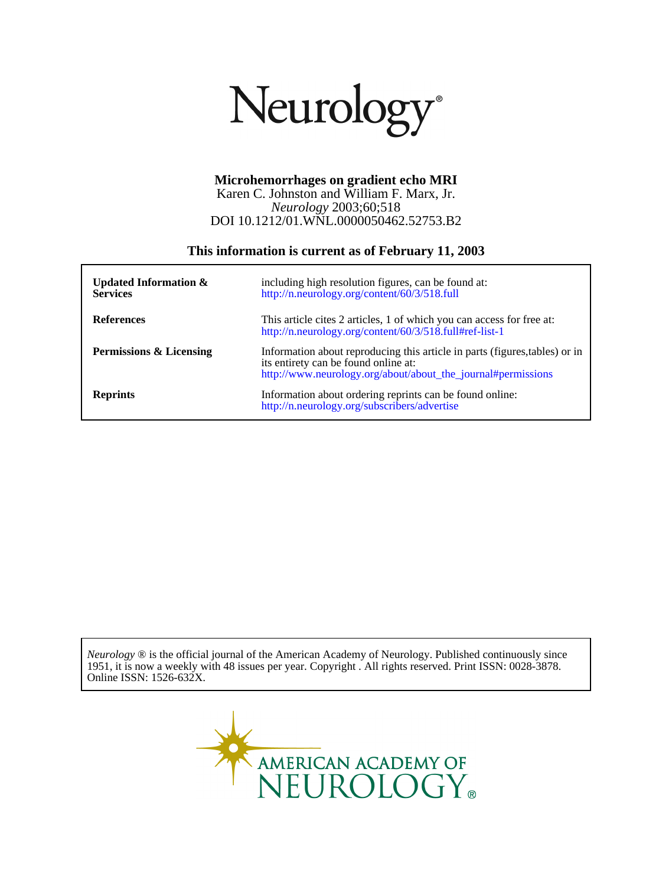# Neurology®

**Microhemorrhages on gradient echo MRI**
Karen C. Johnston and William F. Marx, Jr.
*Neurology* 2003;60;518
DOI 10.1212/01.WNL.0000050462.52753.B2

**This information is current as of February 11, 2003**

| | |
|---|---|
| **Updated Information & Services** | including high resolution figures, can be found at: http://n.neurology.org/content/60/3/518.full |
| **References** | This article cites 2 articles, 1 of which you can access for free at: http://n.neurology.org/content/60/3/518.full#ref-list-1 |
| **Permissions & Licensing** | Information about reproducing this article in parts (figures,tables) or in its entirety can be found online at: http://www.neurology.org/about/about_the_journal#permissions |
| **Reprints** | Information about ordering reprints can be found online: http://n.neurology.org/subscribers/advertise |

*Neurology* ® is the official journal of the American Academy of Neurology. Published continuously since 1951, it is now a weekly with 48 issues per year. Copyright . All rights reserved. Print ISSN: 0028-3878. Online ISSN: 1526-632X.

AMERICAN ACADEMY OF NEUROLOGY®